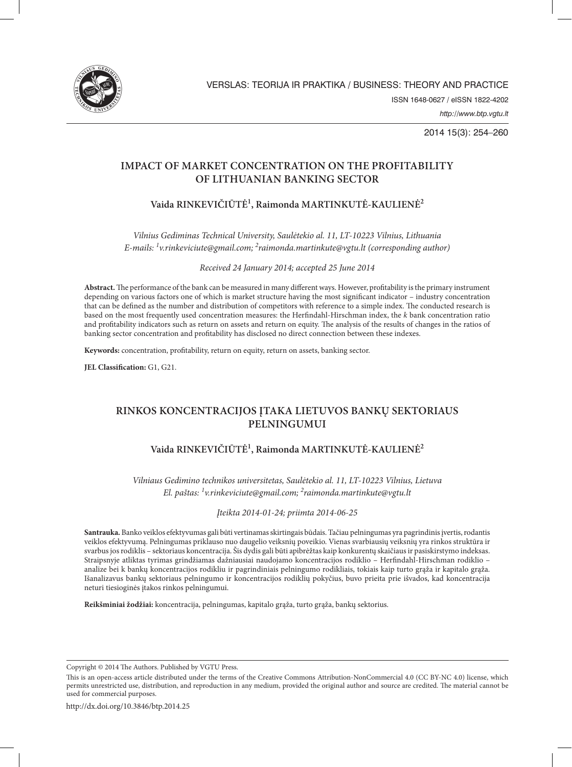# IMPACT OF MARKET CONCENTRATION ON THE PROFITABILITY OF LITHUANIAN BANKING SECTOR

## Vaida RINKEVIČIŪTĖ[1], Raimonda MARTINKUTĖ-KAULIENĖ[2]

*Vilnius Gediminas Technical University, Saulėtekio al. 11, LT-10223 Vilnius, Lithuania*
*E-mails: [1]v.rinkeviciute@gmail.com; [2]raimonda.martinkute@vgtu.lt (corresponding author)*

*Received 24 January 2014; accepted 25 June 2014*

**Abstract.** The performance of the bank can be measured in many different ways. However, profitability is the primary instrument depending on various factors one of which is market structure having the most significant indicator – industry concentration that can be defined as the number and distribution of competitors with reference to a simple index. The conducted research is based on the most frequently used concentration measures: the Herfindahl-Hirschman index, the *k* bank concentration ratio and profitability indicators such as return on assets and return on equity. The analysis of the results of changes in the ratios of banking sector concentration and profitability has disclosed no direct connection between these indexes.

**Keywords:** concentration, profitability, return on equity, return on assets, banking sector.

**JEL Classification:** G1, G21.

# RINKOS KONCENTRACIJOS ĮTAKA LIETUVOS BANKŲ SEKTORIAUS PELNINGUMUI

## Vaida RINKEVIČIŪTĖ[1], Raimonda MARTINKUTĖ-KAULIENĖ[2]

*Vilniaus Gedimino technikos universitetas, Saulėtekio al. 11, LT-10223 Vilnius, Lietuva*
*El. paštas: [1]v.rinkeviciute@gmail.com; [2]raimonda.martinkute@vgtu.lt*

*Įteikta 2014-01-24; priimta 2014-06-25*

**Santrauka.** Banko veiklos efektyvumas gali būti vertinamas skirtingais būdais. Tačiau pelningumas yra pagrindinis įvertis, rodantis veiklos efektyvumą. Pelningumas priklauso nuo daugelio veiksnių poveikio. Vienas svarbiausių veiksnių yra rinkos struktūra ir svarbus jos rodiklis – sektoriaus koncentracija. Šis dydis gali būti apibrėžtas kaip konkurentų skaičiaus ir pasiskirstymo indeksas. Straipsnyje atliktas tyrimas grindžiamas dažniausiai naudojamo koncentracijos rodiklio – Herfindahl-Hirschman rodiklio – analize bei k bankų koncentracijos rodikliu ir pagrindiniais pelningumo rodikliais, tokiais kaip turto grąža ir kapitalo grąža. Išanalizavus bankų sektoriaus pelningumo ir koncentracijos rodiklių pokyčius, buvo prieita prie išvados, kad koncentracija neturi tiesioginės įtakos rinkos pelningumui.

**Reikšminiai žodžiai:** koncentracija, pelningumas, kapitalo grąža, turto grąža, bankų sektorius.

Copyright © 2014 The Authors. Published by VGTU Press.

This is an open-access article distributed under the terms of the Creative Commons Attribution-NonCommercial 4.0 (CC BY-NC 4.0) license, which permits unrestricted use, distribution, and reproduction in any medium, provided the original author and source are credited. The material cannot be used for commercial purposes.

http://dx.doi.org/10.3846/btp.2014.25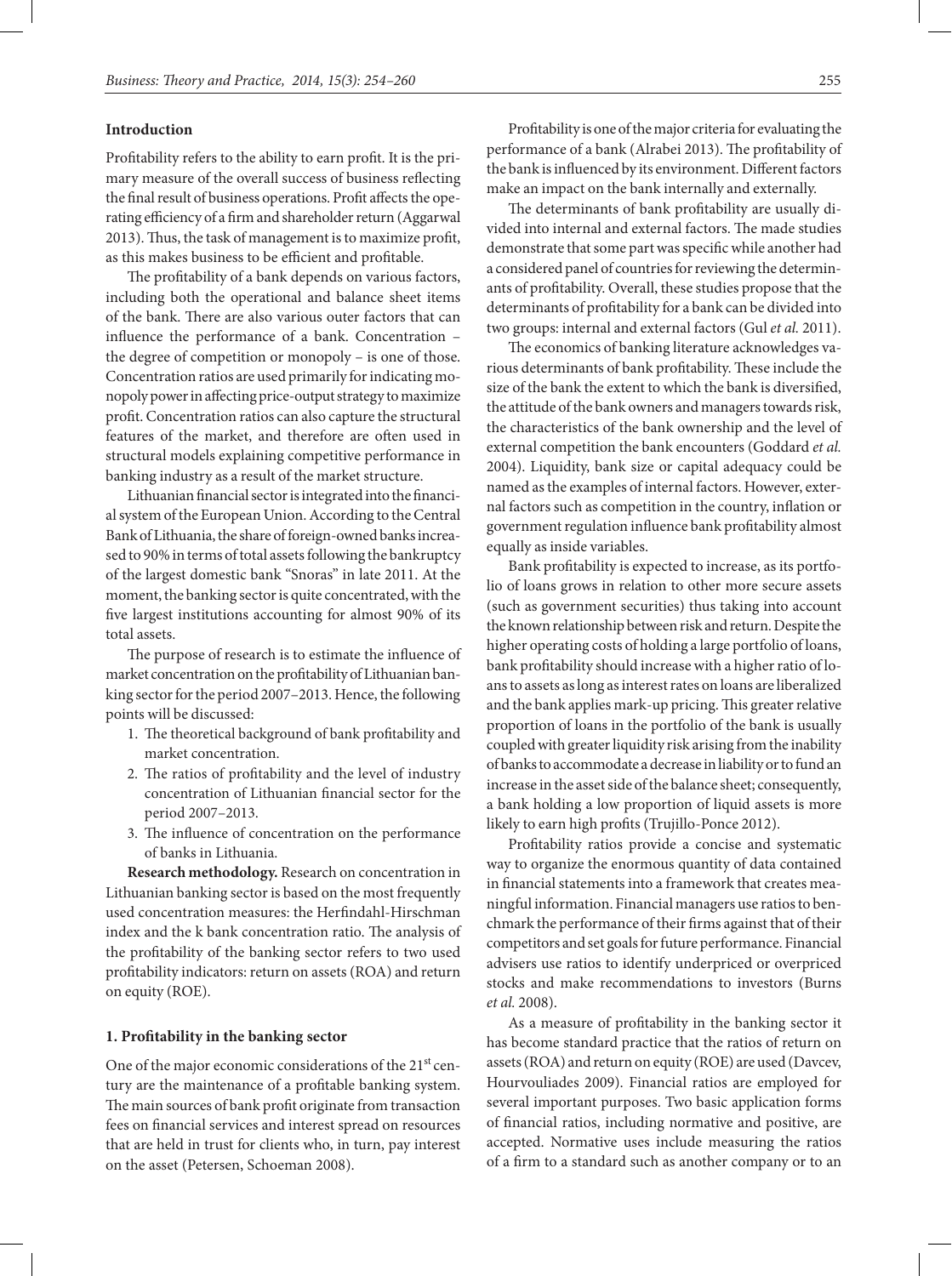## Introduction

Profitability refers to the ability to earn profit. It is the primary measure of the overall success of business reflecting the final result of business operations. Profit affects the operating efficiency of a firm and shareholder return (Aggarwal 2013). Thus, the task of management is to maximize profit, as this makes business to be efficient and profitable.

The profitability of a bank depends on various factors, including both the operational and balance sheet items of the bank. There are also various outer factors that can influence the performance of a bank. Concentration – the degree of competition or monopoly – is one of those. Concentration ratios are used primarily for indicating monopoly power in affecting price-output strategy to maximize profit. Concentration ratios can also capture the structural features of the market, and therefore are often used in structural models explaining competitive performance in banking industry as a result of the market structure.

Lithuanian financial sector is integrated into the financial system of the European Union. According to the Central Bank of Lithuania, the share of foreign-owned banks increased to 90% in terms of total assets following the bankruptcy of the largest domestic bank "Snoras" in late 2011. At the moment, the banking sector is quite concentrated, with the five largest institutions accounting for almost 90% of its total assets.

The purpose of research is to estimate the influence of market concentration on the profitability of Lithuanian banking sector for the period 2007–2013. Hence, the following points will be discussed:

1. The theoretical background of bank profitability and market concentration.
2. The ratios of profitability and the level of industry concentration of Lithuanian financial sector for the period 2007–2013.
3. The influence of concentration on the performance of banks in Lithuania.

**Research methodology.** Research on concentration in Lithuanian banking sector is based on the most frequently used concentration measures: the Herfindahl-Hirschman index and the k bank concentration ratio. The analysis of the profitability of the banking sector refers to two used profitability indicators: return on assets (ROA) and return on equity (ROE).

## 1. Profitability in the banking sector

One of the major economic considerations of the 21st century are the maintenance of a profitable banking system. The main sources of bank profit originate from transaction fees on financial services and interest spread on resources that are held in trust for clients who, in turn, pay interest on the asset (Petersen, Schoeman 2008).

Profitability is one of the major criteria for evaluating the performance of a bank (Alrabei 2013). The profitability of the bank is influenced by its environment. Different factors make an impact on the bank internally and externally.

The determinants of bank profitability are usually divided into internal and external factors. The made studies demonstrate that some part was specific while another had a considered panel of countries for reviewing the determinants of profitability. Overall, these studies propose that the determinants of profitability for a bank can be divided into two groups: internal and external factors (Gul *et al.* 2011).

The economics of banking literature acknowledges various determinants of bank profitability. These include the size of the bank the extent to which the bank is diversified, the attitude of the bank owners and managers towards risk, the characteristics of the bank ownership and the level of external competition the bank encounters (Goddard *et al.* 2004). Liquidity, bank size or capital adequacy could be named as the examples of internal factors. However, external factors such as competition in the country, inflation or government regulation influence bank profitability almost equally as inside variables.

Bank profitability is expected to increase, as its portfolio of loans grows in relation to other more secure assets (such as government securities) thus taking into account the known relationship between risk and return. Despite the higher operating costs of holding a large portfolio of loans, bank profitability should increase with a higher ratio of loans to assets as long as interest rates on loans are liberalized and the bank applies mark-up pricing. This greater relative proportion of loans in the portfolio of the bank is usually coupled with greater liquidity risk arising from the inability of banks to accommodate a decrease in liability or to fund an increase in the asset side of the balance sheet; consequently, a bank holding a low proportion of liquid assets is more likely to earn high profits (Trujillo-Ponce 2012).

Profitability ratios provide a concise and systematic way to organize the enormous quantity of data contained in financial statements into a framework that creates meaningful information. Financial managers use ratios to benchmark the performance of their firms against that of their competitors and set goals for future performance. Financial advisers use ratios to identify underpriced or overpriced stocks and make recommendations to investors (Burns *et al.* 2008).

As a measure of profitability in the banking sector it has become standard practice that the ratios of return on assets (ROA) and return on equity (ROE) are used (Davcev, Hourvouliades 2009). Financial ratios are employed for several important purposes. Two basic application forms of financial ratios, including normative and positive, are accepted. Normative uses include measuring the ratios of a firm to a standard such as another company or to an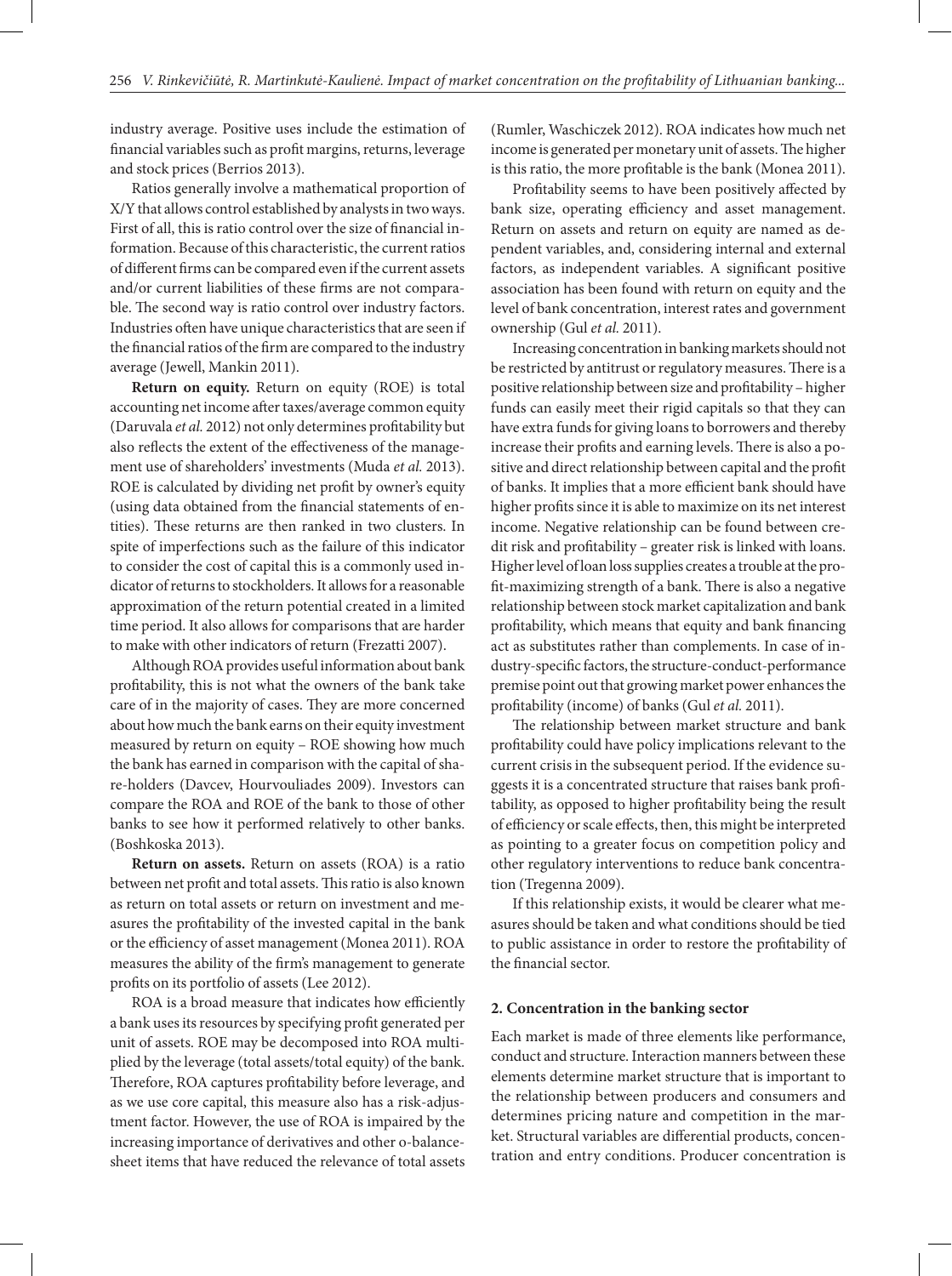industry average. Positive uses include the estimation of financial variables such as profit margins, returns, leverage and stock prices (Berrios 2013).

Ratios generally involve a mathematical proportion of X/Y that allows control established by analysts in two ways. First of all, this is ratio control over the size of financial information. Because of this characteristic, the current ratios of different firms can be compared even if the current assets and/or current liabilities of these firms are not comparable. The second way is ratio control over industry factors. Industries often have unique characteristics that are seen if the financial ratios of the firm are compared to the industry average (Jewell, Mankin 2011).

**Return on equity.** Return on equity (ROE) is total accounting net income after taxes/average common equity (Daruvala *et al.* 2012) not only determines profitability but also reflects the extent of the effectiveness of the management use of shareholders' investments (Muda *et al.* 2013). ROE is calculated by dividing net profit by owner's equity (using data obtained from the financial statements of entities). These returns are then ranked in two clusters. In spite of imperfections such as the failure of this indicator to consider the cost of capital this is a commonly used indicator of returns to stockholders. It allows for a reasonable approximation of the return potential created in a limited time period. It also allows for comparisons that are harder to make with other indicators of return (Frezatti 2007).

Although ROA provides useful information about bank profitability, this is not what the owners of the bank take care of in the majority of cases. They are more concerned about how much the bank earns on their equity investment measured by return on equity – ROE showing how much the bank has earned in comparison with the capital of share-holders (Davcev, Hourvouliades 2009). Investors can compare the ROA and ROE of the bank to those of other banks to see how it performed relatively to other banks. (Boshkoska 2013).

**Return on assets.** Return on assets (ROA) is a ratio between net profit and total assets. This ratio is also known as return on total assets or return on investment and measures the profitability of the invested capital in the bank or the efficiency of asset management (Monea 2011). ROA measures the ability of the firm's management to generate profits on its portfolio of assets (Lee 2012).

ROA is a broad measure that indicates how efficiently a bank uses its resources by specifying profit generated per unit of assets. ROE may be decomposed into ROA multiplied by the leverage (total assets/total equity) of the bank. Therefore, ROA captures profitability before leverage, and as we use core capital, this measure also has a risk-adjustment factor. However, the use of ROA is impaired by the increasing importance of derivatives and other o-balance-sheet items that have reduced the relevance of total assets (Rumler, Waschiczek 2012). ROA indicates how much net income is generated per monetary unit of assets. The higher is this ratio, the more profitable is the bank (Monea 2011).

Profitability seems to have been positively affected by bank size, operating efficiency and asset management. Return on assets and return on equity are named as dependent variables, and, considering internal and external factors, as independent variables. A significant positive association has been found with return on equity and the level of bank concentration, interest rates and government ownership (Gul *et al.* 2011).

Increasing concentration in banking markets should not be restricted by antitrust or regulatory measures. There is a positive relationship between size and profitability – higher funds can easily meet their rigid capitals so that they can have extra funds for giving loans to borrowers and thereby increase their profits and earning levels. There is also a positive and direct relationship between capital and the profit of banks. It implies that a more efficient bank should have higher profits since it is able to maximize on its net interest income. Negative relationship can be found between credit risk and profitability – greater risk is linked with loans. Higher level of loan loss supplies creates a trouble at the profit-maximizing strength of a bank. There is also a negative relationship between stock market capitalization and bank profitability, which means that equity and bank financing act as substitutes rather than complements. In case of industry-specific factors, the structure-conduct-performance premise point out that growing market power enhances the profitability (income) of banks (Gul *et al.* 2011).

The relationship between market structure and bank profitability could have policy implications relevant to the current crisis in the subsequent period. If the evidence suggests it is a concentrated structure that raises bank profitability, as opposed to higher profitability being the result of efficiency or scale effects, then, this might be interpreted as pointing to a greater focus on competition policy and other regulatory interventions to reduce bank concentration (Tregenna 2009).

If this relationship exists, it would be clearer what measures should be taken and what conditions should be tied to public assistance in order to restore the profitability of the financial sector.

## 2. Concentration in the banking sector

Each market is made of three elements like performance, conduct and structure. Interaction manners between these elements determine market structure that is important to the relationship between producers and consumers and determines pricing nature and competition in the market. Structural variables are differential products, concentration and entry conditions. Producer concentration is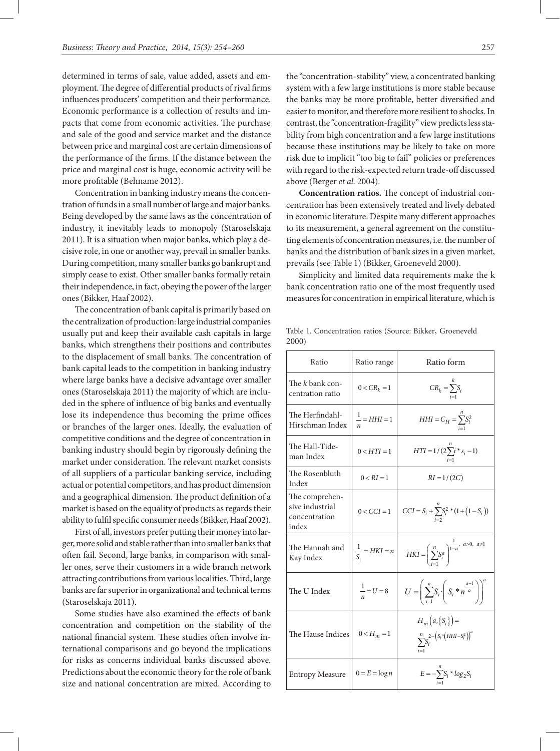determined in terms of sale, value added, assets and employment. The degree of differential products of rival firms influences producers' competition and their performance. Economic performance is a collection of results and impacts that come from economic activities. The purchase and sale of the good and service market and the distance between price and marginal cost are certain dimensions of the performance of the firms. If the distance between the price and marginal cost is huge, economic activity will be more profitable (Behname 2012).

Concentration in banking industry means the concentration of funds in a small number of large and major banks. Being developed by the same laws as the concentration of industry, it inevitably leads to monopoly (Staroselskaja 2011). It is a situation when major banks, which play a decisive role, in one or another way, prevail in smaller banks. During competition, many smaller banks go bankrupt and simply cease to exist. Other smaller banks formally retain their independence, in fact, obeying the power of the larger ones (Bikker, Haaf 2002).

The concentration of bank capital is primarily based on the centralization of production: large industrial companies usually put and keep their available cash capitals in large banks, which strengthens their positions and contributes to the displacement of small banks. The concentration of bank capital leads to the competition in banking industry where large banks have a decisive advantage over smaller ones (Staroselskaja 2011) the majority of which are included in the sphere of influence of big banks and eventually lose its independence thus becoming the prime offices or branches of the larger ones. Ideally, the evaluation of competitive conditions and the degree of concentration in banking industry should begin by rigorously defining the market under consideration. The relevant market consists of all suppliers of a particular banking service, including actual or potential competitors, and has product dimension and a geographical dimension. The product definition of a market is based on the equality of products as regards their ability to fulfil specific consumer needs (Bikker, Haaf 2002).

First of all, investors prefer putting their money into larger, more solid and stable rather than into smaller banks that often fail. Second, large banks, in comparison with smaller ones, serve their customers in a wide branch network attracting contributions from various localities. Third, large banks are far superior in organizational and technical terms (Staroselskaja 2011).

Some studies have also examined the effects of bank concentration and competition on the stability of the national financial system. These studies often involve international comparisons and go beyond the implications for risks as concerns individual banks discussed above. Predictions about the economic theory for the role of bank size and national concentration are mixed. According to the "concentration-stability" view, a concentrated banking system with a few large institutions is more stable because the banks may be more profitable, better diversified and easier to monitor, and therefore more resilient to shocks. In contrast, the "concentration-fragility" view predicts less stability from high concentration and a few large institutions because these institutions may be likely to take on more risk due to implicit "too big to fail" policies or preferences with regard to the risk-expected return trade-off discussed above (Berger *et al.* 2004).

**Concentration ratios.** The concept of industrial concentration has been extensively treated and lively debated in economic literature. Despite many different approaches to its measurement, a general agreement on the constituting elements of concentration measures, i.e. the number of banks and the distribution of bank sizes in a given market, prevails (see Table 1) (Bikker, Groeneveld 2000).

Simplicity and limited data requirements make the k bank concentration ratio one of the most frequently used measures for concentration in empirical literature, which is

Table 1. Concentration ratios (Source: Bikker, Groeneveld 2000)

| Ratio | Ratio range | Ratio form |
|---|---|---|
| The $k$ bank concentration ratio | $0 < CR_k = 1$ | $CR_k = \sum_{i=1}^{k} S_i$ |
| The Herfindahl-Hirschman Index | $\frac{1}{n} = HHI = 1$ | $HHI = C_H = \sum_{i=1}^{n} S_i^2$ |
| The Hall-Tideman Index | $0 < HTI = 1$ | $HTI = 1/(2\sum_{i=1}^{n} i * s_i - 1)$ |
| The Rosenbluth Index | $0 < RI = 1$ | $RI = 1/(2C)$ |
| The comprehensive industrial concentration index | $0 < CCI = 1$ | $CCI = S_i + \sum_{i=2}^{n} S_i^2 * (1 + (1 - S_i))$ |
| The Hannah and Kay Index | $\frac{1}{S_1} = HKI = n$ | $HKI = \left( \sum_{i=1}^{n} S_i^a \right)^{\frac{1}{1-a}}, \; a > 0, \; a \neq 1$ |
| The U Index | $\frac{1}{n} = U = 8$ | $U = \left( \sum_{i=1}^{n} S_i \cdot \left( S_i * n^{\frac{a-1}{a}} \right) \right)^a$ |
| The Hause Indices | $0 < H_m = 1$ | $H_m\left(a, \{S_i\}\right) = \sum_{i=1}^{n} S_i^{2-\left(S_i * \left(HHI - S_i^2\right)\right)^a}$ |
| Entropy Measure | $0 = E = \log n$ | $E = -\sum_{i=1}^{n} S_i * \log_2 S_i$ |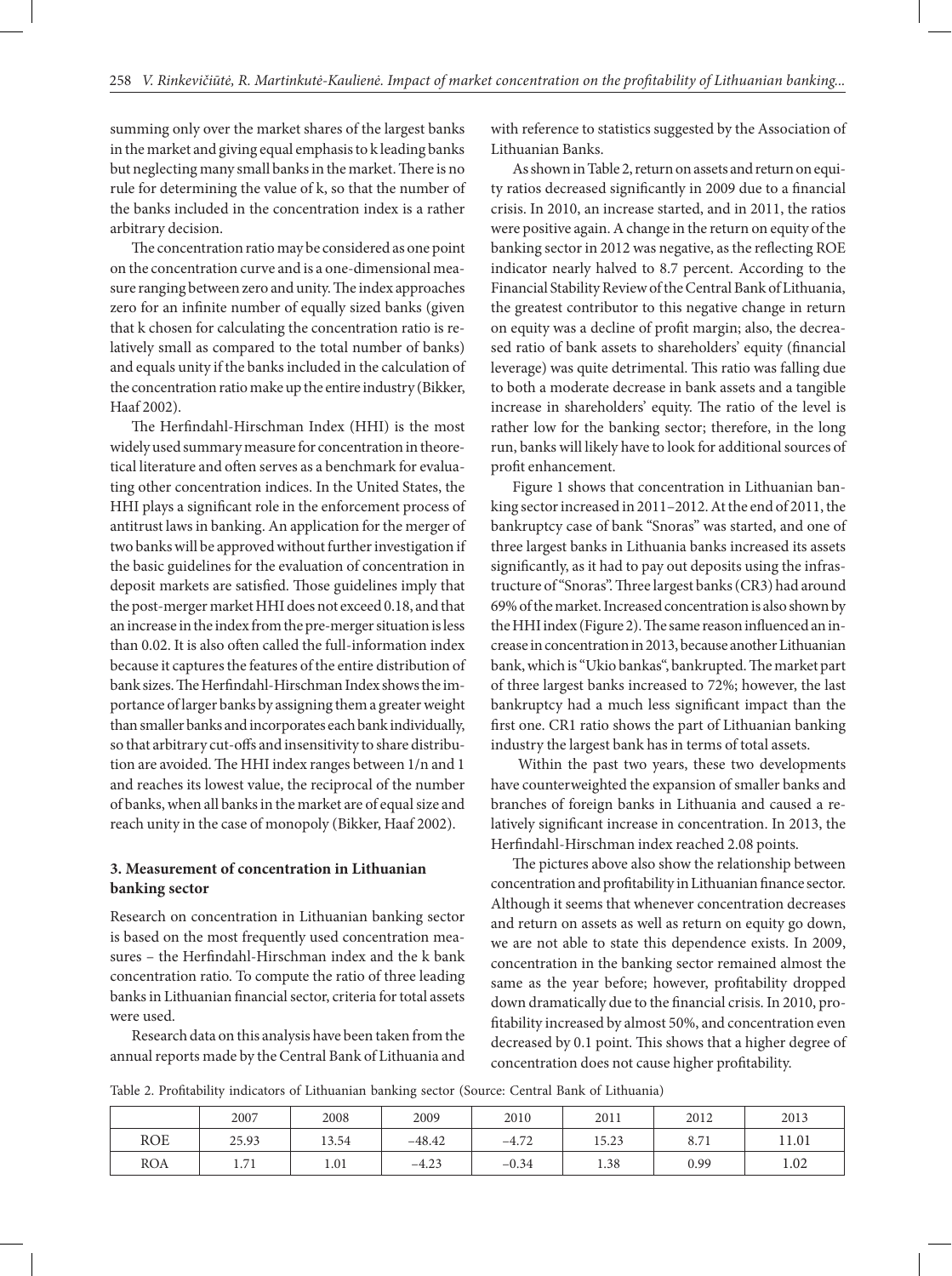summing only over the market shares of the largest banks in the market and giving equal emphasis to k leading banks but neglecting many small banks in the market. There is no rule for determining the value of k, so that the number of the banks included in the concentration index is a rather arbitrary decision.

The concentration ratio may be considered as one point on the concentration curve and is a one-dimensional measure ranging between zero and unity. The index approaches zero for an infinite number of equally sized banks (given that k chosen for calculating the concentration ratio is relatively small as compared to the total number of banks) and equals unity if the banks included in the calculation of the concentration ratio make up the entire industry (Bikker, Haaf 2002).

The Herfindahl-Hirschman Index (HHI) is the most widely used summary measure for concentration in theoretical literature and often serves as a benchmark for evaluating other concentration indices. In the United States, the HHI plays a significant role in the enforcement process of antitrust laws in banking. An application for the merger of two banks will be approved without further investigation if the basic guidelines for the evaluation of concentration in deposit markets are satisfied. Those guidelines imply that the post-merger market HHI does not exceed 0.18, and that an increase in the index from the pre-merger situation is less than 0.02. It is also often called the full-information index because it captures the features of the entire distribution of bank sizes. The Herfindahl-Hirschman Index shows the importance of larger banks by assigning them a greater weight than smaller banks and incorporates each bank individually, so that arbitrary cut-offs and insensitivity to share distribution are avoided. The HHI index ranges between 1/n and 1 and reaches its lowest value, the reciprocal of the number of banks, when all banks in the market are of equal size and reach unity in the case of monopoly (Bikker, Haaf 2002).

## 3. Measurement of concentration in Lithuanian banking sector

Research on concentration in Lithuanian banking sector is based on the most frequently used concentration measures – the Herfindahl-Hirschman index and the k bank concentration ratio. To compute the ratio of three leading banks in Lithuanian financial sector, criteria for total assets were used.

Research data on this analysis have been taken from the annual reports made by the Central Bank of Lithuania and with reference to statistics suggested by the Association of Lithuanian Banks.

As shown in Table 2, return on assets and return on equity ratios decreased significantly in 2009 due to a financial crisis. In 2010, an increase started, and in 2011, the ratios were positive again. A change in the return on equity of the banking sector in 2012 was negative, as the reflecting ROE indicator nearly halved to 8.7 percent. According to the Financial Stability Review of the Central Bank of Lithuania, the greatest contributor to this negative change in return on equity was a decline of profit margin; also, the decreased ratio of bank assets to shareholders' equity (financial leverage) was quite detrimental. This ratio was falling due to both a moderate decrease in bank assets and a tangible increase in shareholders' equity. The ratio of the level is rather low for the banking sector; therefore, in the long run, banks will likely have to look for additional sources of profit enhancement.

Figure 1 shows that concentration in Lithuanian banking sector increased in 2011–2012. At the end of 2011, the bankruptcy case of bank "Snoras" was started, and one of three largest banks in Lithuania banks increased its assets significantly, as it had to pay out deposits using the infrastructure of "Snoras". Three largest banks (CR3) had around 69% of the market. Increased concentration is also shown by the HHI index (Figure 2). The same reason influenced an increase in concentration in 2013, because another Lithuanian bank, which is "Ukio bankas", bankrupted. The market part of three largest banks increased to 72%; however, the last bankruptcy had a much less significant impact than the first one. CR1 ratio shows the part of Lithuanian banking industry the largest bank has in terms of total assets.

Within the past two years, these two developments have counterweighted the expansion of smaller banks and branches of foreign banks in Lithuania and caused a relatively significant increase in concentration. In 2013, the Herfindahl-Hirschman index reached 2.08 points.

The pictures above also show the relationship between concentration and profitability in Lithuanian finance sector. Although it seems that whenever concentration decreases and return on assets as well as return on equity go down, we are not able to state this dependence exists. In 2009, concentration in the banking sector remained almost the same as the year before; however, profitability dropped down dramatically due to the financial crisis. In 2010, profitability increased by almost 50%, and concentration even decreased by 0.1 point. This shows that a higher degree of concentration does not cause higher profitability.

Table 2. Profitability indicators of Lithuanian banking sector (Source: Central Bank of Lithuania)

| | 2007 | 2008 | 2009 | 2010 | 2011 | 2012 | 2013 |
|---|---|---|---|---|---|---|---|
| ROE | 25.93 | 13.54 | −48.42 | −4.72 | 15.23 | 8.71 | 11.01 |
| ROA | 1.71 | 1.01 | −4.23 | −0.34 | 1.38 | 0.99 | 1.02 |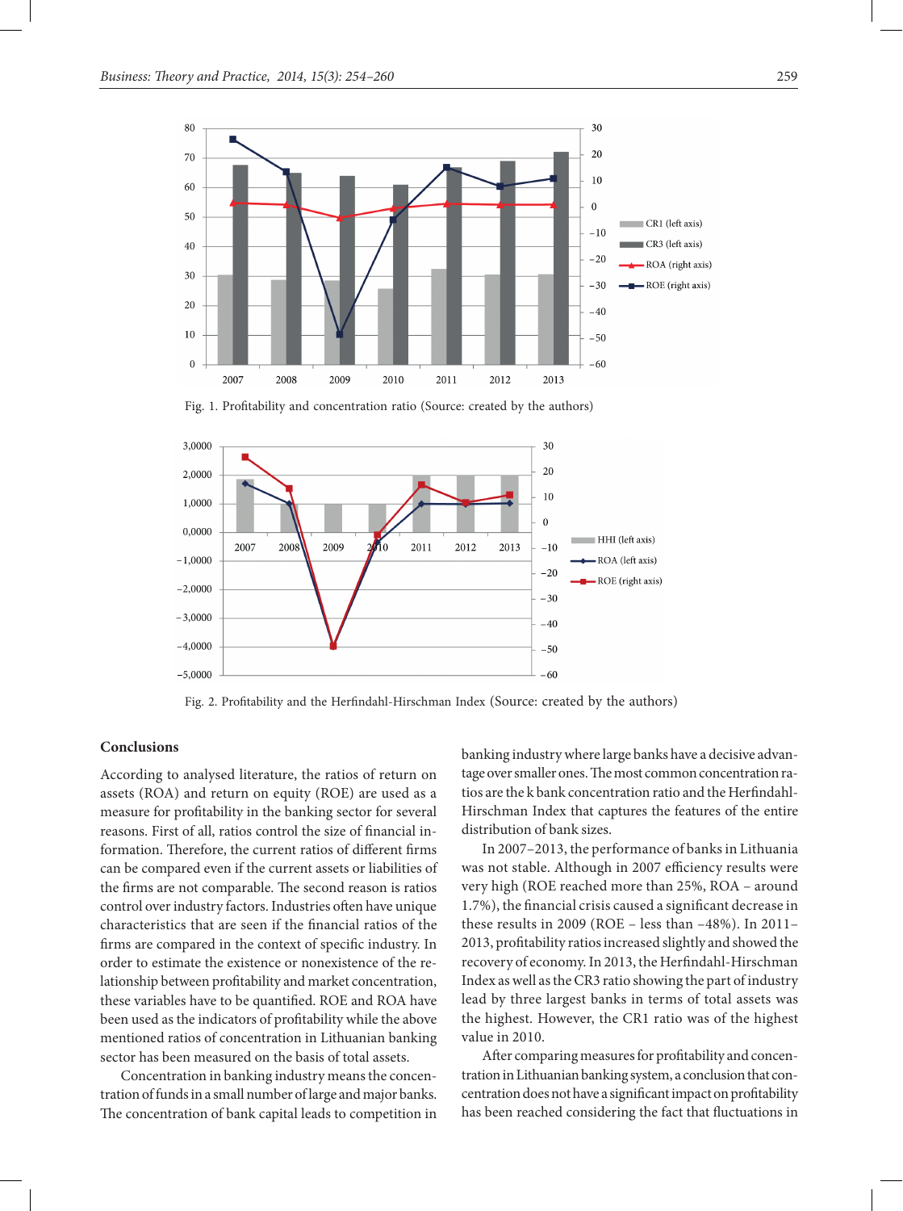Fig. 1. Profitability and concentration ratio (Source: created by the authors)

Fig. 2. Profitability and the Herfindahl-Hirschman Index (Source: created by the authors)

## Conclusions

According to analysed literature, the ratios of return on assets (ROA) and return on equity (ROE) are used as a measure for profitability in the banking sector for several reasons. First of all, ratios control the size of financial information. Therefore, the current ratios of different firms can be compared even if the current assets or liabilities of the firms are not comparable. The second reason is ratios control over industry factors. Industries often have unique characteristics that are seen if the financial ratios of the firms are compared in the context of specific industry. In order to estimate the existence or nonexistence of the relationship between profitability and market concentration, these variables have to be quantified. ROE and ROA have been used as the indicators of profitability while the above mentioned ratios of concentration in Lithuanian banking sector has been measured on the basis of total assets.

Concentration in banking industry means the concentration of funds in a small number of large and major banks. The concentration of bank capital leads to competition in banking industry where large banks have a decisive advantage over smaller ones. The most common concentration ratios are the k bank concentration ratio and the Herfindahl-Hirschman Index that captures the features of the entire distribution of bank sizes.

In 2007–2013, the performance of banks in Lithuania was not stable. Although in 2007 efficiency results were very high (ROE reached more than 25%, ROA – around 1.7%), the financial crisis caused a significant decrease in these results in 2009 (ROE – less than –48%). In 2011–2013, profitability ratios increased slightly and showed the recovery of economy. In 2013, the Herfindahl-Hirschman Index as well as the CR3 ratio showing the part of industry lead by three largest banks in terms of total assets was the highest. However, the CR1 ratio was of the highest value in 2010.

After comparing measures for profitability and concentration in Lithuanian banking system, a conclusion that concentration does not have a significant impact on profitability has been reached considering the fact that fluctuations in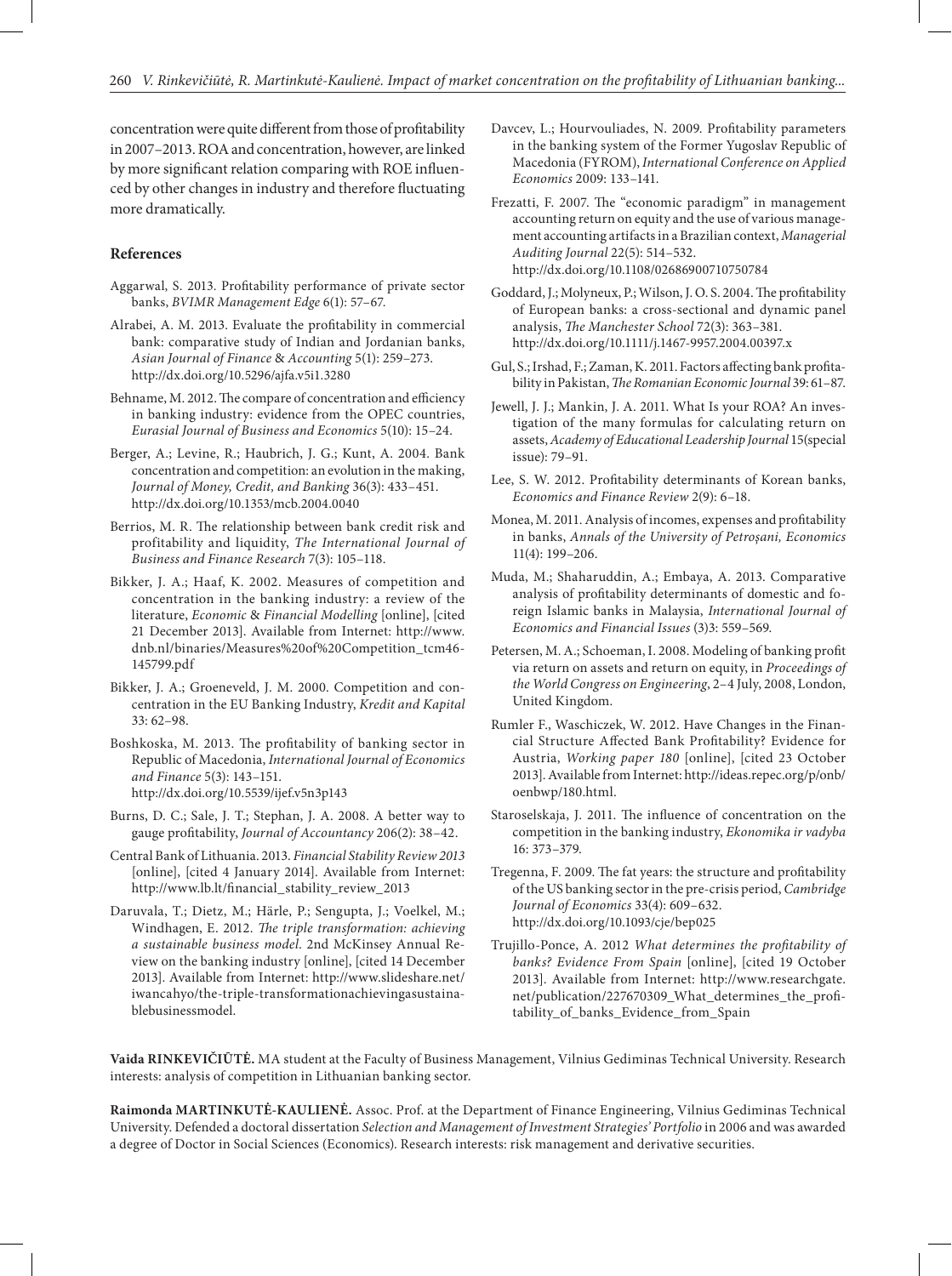concentration were quite different from those of profitability in 2007–2013. ROA and concentration, however, are linked by more significant relation comparing with ROE influenced by other changes in industry and therefore fluctuating more dramatically.

## References

Aggarwal, S. 2013. Profitability performance of private sector banks, *BVIMR Management Edge* 6(1): 57–67.

Alrabei, A. M. 2013. Evaluate the profitability in commercial bank: comparative study of Indian and Jordanian banks, *Asian Journal of Finance & Accounting* 5(1): 259–273. http://dx.doi.org/10.5296/ajfa.v5i1.3280

Behname, M. 2012. The compare of concentration and efficiency in banking industry: evidence from the OPEC countries, *Eurasial Journal of Business and Economics* 5(10): 15–24.

Berger, A.; Levine, R.; Haubrich, J. G.; Kunt, A. 2004. Bank concentration and competition: an evolution in the making, *Journal of Money, Credit, and Banking* 36(3): 433–451. http://dx.doi.org/10.1353/mcb.2004.0040

Berrios, M. R. The relationship between bank credit risk and profitability and liquidity, *The International Journal of Business and Finance Research* 7(3): 105–118.

Bikker, J. A.; Haaf, K. 2002. Measures of competition and concentration in the banking industry: a review of the literature, *Economic & Financial Modelling* [online], [cited 21 December 2013]. Available from Internet: http://www.dnb.nl/binaries/Measures%20of%20Competition_tcm46-145799.pdf

Bikker, J. A.; Groeneveld, J. M. 2000. Competition and concentration in the EU Banking Industry, *Kredit and Kapital* 33: 62–98.

Boshkoska, M. 2013. The profitability of banking sector in Republic of Macedonia, *International Journal of Economics and Finance* 5(3): 143–151. http://dx.doi.org/10.5539/ijef.v5n3p143

Burns, D. C.; Sale, J. T.; Stephan, J. A. 2008. A better way to gauge profitability, *Journal of Accountancy* 206(2): 38–42.

Central Bank of Lithuania. 2013. *Financial Stability Review 2013* [online], [cited 4 January 2014]. Available from Internet: http://www.lb.lt/financial_stability_review_2013

Daruvala, T.; Dietz, M.; Härle, P.; Sengupta, J.; Voelkel, M.; Windhagen, E. 2012. *The triple transformation: achieving a sustainable business model*. 2nd McKinsey Annual Review on the banking industry [online], [cited 14 December 2013]. Available from Internet: http://www.slideshare.net/iwancahyo/the-triple-transformationachievingasustainablebusinessmodel.

Davcev, L.; Hourvouliades, N. 2009. Profitability parameters in the banking system of the Former Yugoslav Republic of Macedonia (FYROM), *International Conference on Applied Economics* 2009: 133–141.

Frezatti, F. 2007. The "economic paradigm" in management accounting return on equity and the use of various management accounting artifacts in a Brazilian context, *Managerial Auditing Journal* 22(5): 514–532. http://dx.doi.org/10.1108/02686900710750784

Goddard, J.; Molyneux, P.; Wilson, J. O. S. 2004. The profitability of European banks: a cross-sectional and dynamic panel analysis, *The Manchester School* 72(3): 363–381. http://dx.doi.org/10.1111/j.1467-9957.2004.00397.x

Gul, S.; Irshad, F.; Zaman, K. 2011. Factors affecting bank profitability in Pakistan, *The Romanian Economic Journal* 39: 61–87.

Jewell, J. J.; Mankin, J. A. 2011. What Is your ROA? An investigation of the many formulas for calculating return on assets, *Academy of Educational Leadership Journal* 15(special issue): 79–91.

Lee, S. W. 2012. Profitability determinants of Korean banks, *Economics and Finance Review* 2(9): 6–18.

Monea, M. 2011. Analysis of incomes, expenses and profitability in banks, *Annals of the University of Petroşani, Economics* 11(4): 199–206.

Muda, M.; Shaharuddin, A.; Embaya, A. 2013. Comparative analysis of profitability determinants of domestic and foreign Islamic banks in Malaysia, *International Journal of Economics and Financial Issues* (3)3: 559–569.

Petersen, M. A.; Schoeman, I. 2008. Modeling of banking profit via return on assets and return on equity, in *Proceedings of the World Congress on Engineering*, 2–4 July, 2008, London, United Kingdom.

Rumler F., Waschiczek, W. 2012. Have Changes in the Financial Structure Affected Bank Profitability? Evidence for Austria, *Working paper 180* [online], [cited 23 October 2013]. Available from Internet: http://ideas.repec.org/p/onb/oenbwp/180.html.

Staroselskaja, J. 2011. The influence of concentration on the competition in the banking industry, *Ekonomika ir vadyba* 16: 373–379.

Tregenna, F. 2009. The fat years: the structure and profitability of the US banking sector in the pre-crisis period, *Cambridge Journal of Economics* 33(4): 609–632. http://dx.doi.org/10.1093/cje/bep025

Trujillo-Ponce, A. 2012 *What determines the profitability of banks? Evidence From Spain* [online], [cited 19 October 2013]. Available from Internet: http://www.researchgate.net/publication/227670309_What_determines_the_profitability_of_banks_Evidence_from_Spain

**Vaida RINKEVIČIŪTĖ.** MA student at the Faculty of Business Management, Vilnius Gediminas Technical University. Research interests: analysis of competition in Lithuanian banking sector.

**Raimonda MARTINKUTĖ-KAULIENĖ.** Assoc. Prof. at the Department of Finance Engineering, Vilnius Gediminas Technical University. Defended a doctoral dissertation *Selection and Management of Investment Strategies' Portfolio* in 2006 and was awarded a degree of Doctor in Social Sciences (Economics). Research interests: risk management and derivative securities.